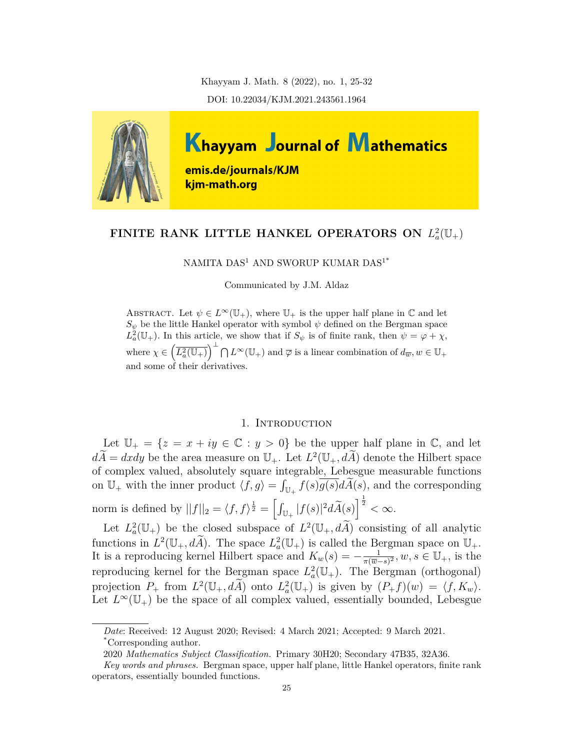# FINITE RANK LITTLE HANKEL OPERATORS ON $L_a^2(\mathbb{U}_+)$

NAMITA DAS[1] AND SWORUP KUMAR DAS[1*]

Communicated by J.M. Aldaz

Abstract. Let $\psi \in L^\infty(\mathbb{U}_+)$, where $\mathbb{U}_+$ is the upper half plane in $\mathbb{C}$ and let $S_\psi$ be the little Hankel operator with symbol $\psi$ defined on the Bergman space $L_a^2(\mathbb{U}_+)$. In this article, we show that if $S_\psi$ is of finite rank, then $\psi = \varphi + \chi$, where $\chi \in \left(\overline{L_a^2(\mathbb{U}_+)}\right)^\perp \bigcap L^\infty(\mathbb{U}_+)$ and $\overline{\varphi}$ is a linear combination of $d_{\overline{w}}, w \in \mathbb{U}_+$ and some of their derivatives.

## 1. Introduction

Let $\mathbb{U}_+ = \{z = x + iy \in \mathbb{C} : y > 0\}$ be the upper half plane in $\mathbb{C}$, and let $d\widetilde{A} = dxdy$ be the area measure on $\mathbb{U}_+$. Let $L^2(\mathbb{U}_+, d\widetilde{A})$ denote the Hilbert space of complex valued, absolutely square integrable, Lebesgue measurable functions on $\mathbb{U}_+$ with the inner product $\langle f, g\rangle = \int_{\mathbb{U}_+} f(s)\overline{g(s)}d\widetilde{A}(s)$, and the corresponding norm is defined by $||f||_2 = \langle f, f\rangle^{\frac{1}{2}} = \left[\int_{\mathbb{U}_+} |f(s)|^2 d\widetilde{A}(s)\right]^{\frac{1}{2}} < \infty$.

Let $L_a^2(\mathbb{U}_+)$ be the closed subspace of $L^2(\mathbb{U}_+, d\widetilde{A})$ consisting of all analytic functions in $L^2(\mathbb{U}_+, d\widetilde{A})$. The space $L_a^2(\mathbb{U}_+)$ is called the Bergman space on $\mathbb{U}_+$. It is a reproducing kernel Hilbert space and $K_w(s) = -\frac{1}{\pi(\overline{w}-s)^2}, w, s \in \mathbb{U}_+$, is the reproducing kernel for the Bergman space $L_a^2(\mathbb{U}_+)$. The Bergman (orthogonal) projection $P_+$ from $L^2(\mathbb{U}_+, d\widetilde{A})$ onto $L_a^2(\mathbb{U}_+)$ is given by $(P_+f)(w) = \langle f, K_w\rangle$. Let $L^\infty(\mathbb{U}_+)$ be the space of all complex valued, essentially bounded, Lebesgue

---

*Date*: Received: 12 August 2020; Revised: 4 March 2021; Accepted: 9 March 2021.

[*]Corresponding author.

2020 *Mathematics Subject Classification.* Primary 30H20; Secondary 47B35, 32A36.

*Key words and phrases.* Bergman space, upper half plane, little Hankel operators, finite rank operators, essentially bounded functions.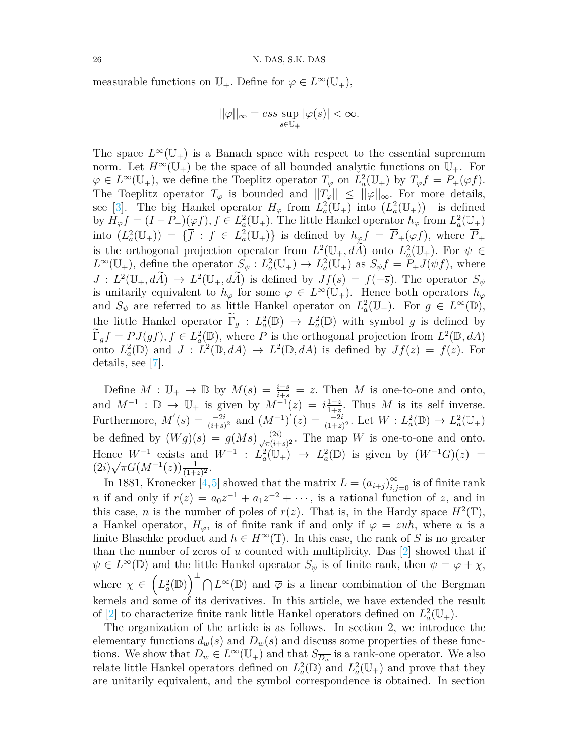measurable functions on $\mathbb{U}_+$. Define for $\varphi \in L^\infty(\mathbb{U}_+)$,

$$||\varphi||_\infty = ess \sup_{s \in \mathbb{U}_+} |\varphi(s)| < \infty.$$

The space $L^\infty(\mathbb{U}_+)$ is a Banach space with respect to the essential supremum norm. Let $H^\infty(\mathbb{U}_+)$ be the space of all bounded analytic functions on $\mathbb{U}_+$. For $\varphi \in L^\infty(\mathbb{U}_+)$, we define the Toeplitz operator $T_\varphi$ on $L^2_a(\mathbb{U}_+)$ by $T_\varphi f = P_+(\varphi f)$. The Toeplitz operator $T_\varphi$ is bounded and $||T_\varphi|| \leq ||\varphi||_\infty$. For more details, see [3]. The big Hankel operator $H_\varphi$ from $L^2_a(\mathbb{U}_+)$ into $(L^2_a(\mathbb{U}_+))^\perp$ is defined by $H_\varphi f = (I - P_+)(\varphi f), f \in L^2_a(\mathbb{U}_+)$. The little Hankel operator $h_\varphi$ from $L^2_a(\mathbb{U}_+)$ into $\overline{(L^2_a(\mathbb{U}_+))} = \{\overline{f} : f \in L^2_a(\mathbb{U}_+)\}$ is defined by $h_\varphi f = \overline{P}_+(\varphi f)$, where $\overline{P}_+$ is the orthogonal projection operator from $L^2(\mathbb{U}_+, d\widetilde{A})$ onto $\overline{L^2_a(\mathbb{U}_+)}$. For $\psi \in L^\infty(\mathbb{U}_+)$, define the operator $S_\psi : L^2_a(\mathbb{U}_+) \to L^2_a(\mathbb{U}_+)$ as $S_\psi f = P_+ J(\psi f)$, where $J : L^2(\mathbb{U}_+, d\widetilde{A}) \to L^2(\mathbb{U}_+, d\widetilde{A})$ is defined by $Jf(s) = f(-\overline{s})$. The operator $S_\psi$ is unitarily equivalent to $h_\varphi$ for some $\varphi \in L^\infty(\mathbb{U}_+)$. Hence both operators $h_\varphi$ and $S_\psi$ are referred to as little Hankel operator on $L^2_a(\mathbb{U}_+)$. For $g \in L^\infty(\mathbb{D})$, the little Hankel operator $\widetilde{\Gamma}_g : L^2_a(\mathbb{D}) \to L^2_a(\mathbb{D})$ with symbol $g$ is defined by $\widetilde{\Gamma}_g f = PJ(gf), f \in L^2_a(\mathbb{D})$, where $P$ is the orthogonal projection from $L^2(\mathbb{D}, dA)$ onto $L^2_a(\mathbb{D})$ and $J : L^2(\mathbb{D}, dA) \to L^2(\mathbb{D}, dA)$ is defined by $Jf(z) = f(\overline{z})$. For details, see [7].

Define $M : \mathbb{U}_+ \to \mathbb{D}$ by $M(s) = \frac{i-s}{i+s} = z$. Then $M$ is one-to-one and onto, and $M^{-1} : \mathbb{D} \to \mathbb{U}_+$ is given by $M^{-1}(z) = i\frac{1-z}{1+z}$. Thus $M$ is its self inverse. Furthermore, $M'(s) = \frac{-2i}{(i+s)^2}$ and $(M^{-1})'(z) = \frac{-2i}{(1+z)^2}$. Let $W : L^2_a(\mathbb{D}) \to L^2_a(\mathbb{U}_+)$ be defined by $(Wg)(s) = g(Ms)\frac{(2i)}{\sqrt{\pi}(i+s)^2}$. The map $W$ is one-to-one and onto. Hence $W^{-1}$ exists and $W^{-1} : L^2_a(\mathbb{U}_+) \to L^2_a(\mathbb{D})$ is given by $(W^{-1}G)(z) = (2i)\sqrt{\pi}G(M^{-1}(z))\frac{1}{(1+z)^2}$.

In 1881, Kronecker [4,5] showed that the matrix $L = (a_{i+j})_{i,j=0}^\infty$ is of finite rank $n$ if and only if $r(z) = a_0 z^{-1} + a_1 z^{-2} + \cdots$, is a rational function of $z$, and in this case, $n$ is the number of poles of $r(z)$. That is, in the Hardy space $H^2(\mathbb{T})$, a Hankel operator, $H_\varphi$, is of finite rank if and only if $\varphi = z\overline{u}h$, where $u$ is a finite Blaschke product and $h \in H^\infty(\mathbb{T})$. In this case, the rank of $S$ is no greater than the number of zeros of $u$ counted with multiplicity. Das [2] showed that if $\psi \in L^\infty(\mathbb{D})$ and the little Hankel operator $S_\psi$ is of finite rank, then $\psi = \varphi + \chi$, where $\chi \in \left(\overline{L^2_a(\mathbb{D})}\right)^\perp \bigcap L^\infty(\mathbb{D})$ and $\overline{\varphi}$ is a linear combination of the Bergman kernels and some of its derivatives. In this article, we have extended the result of [2] to characterize finite rank little Hankel operators defined on $L^2_a(\mathbb{U}_+)$.

The organization of the article is as follows. In section 2, we introduce the elementary functions $d_{\overline{w}}(s)$ and $D_{\overline{w}}(s)$ and discuss some properties of these functions. We show that $D_{\overline{w}} \in L^\infty(\mathbb{U}_+)$ and that $S_{\overline{D_w}}$ is a rank-one operator. We also relate little Hankel operators defined on $L^2_a(\mathbb{D})$ and $L^2_a(\mathbb{U}_+)$ and prove that they are unitarily equivalent, and the symbol correspondence is obtained. In section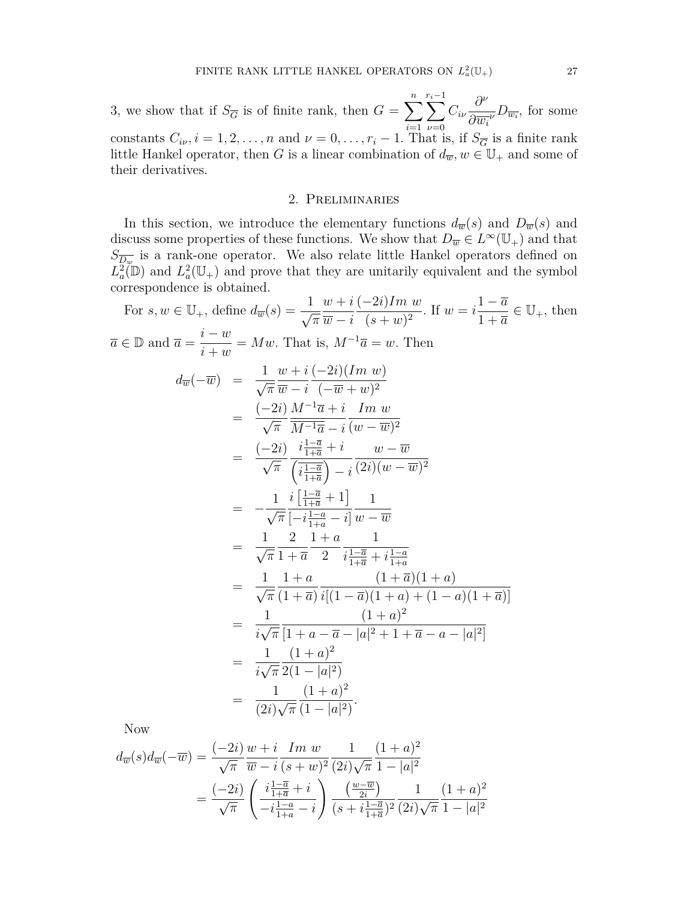3, we show that if $S_{\overline{G}}$ is of finite rank, then $G = \sum_{i=1}^{n} \sum_{\nu=0}^{r_i - 1} C_{i\nu} \frac{\partial^\nu}{\partial \overline{w_i}^\nu} D_{\overline{w_i}}$, for some constants $C_{i\nu}, i = 1, 2, \ldots, n$ and $\nu = 0, \ldots, r_i - 1$. That is, if $S_{\overline{G}}$ is a finite rank little Hankel operator, then $G$ is a linear combination of $d_{\overline{w}}, w \in \mathbb{U}_+$ and some of their derivatives.

## 2. Preliminaries

In this section, we introduce the elementary functions $d_{\overline{w}}(s)$ and $D_{\overline{w}}(s)$ and discuss some properties of these functions. We show that $D_{\overline{w}} \in L^\infty(\mathbb{U}_+)$ and that $S_{\overline{D_w}}$ is a rank-one operator. We also relate little Hankel operators defined on $L_a^2(\mathbb{D})$ and $L_a^2(\mathbb{U}_+)$ and prove that they are unitarily equivalent and the symbol correspondence is obtained.

For $s, w \in \mathbb{U}_+$, define $d_{\overline{w}}(s) = \frac{1}{\sqrt{\pi}} \frac{w+i}{\overline{w}-i} \frac{(-2i) Im\ w}{(s+w)^2}$. If $w = i\frac{1-\overline{a}}{1+\overline{a}} \in \mathbb{U}_+$, then $\overline{a} \in \mathbb{D}$ and $\overline{a} = \frac{i-w}{i+w} = Mw$. That is, $M^{-1}\overline{a} = w$. Then

$$
\begin{aligned}
d_{\overline{w}}(-\overline{w}) &= \frac{1}{\sqrt{\pi}} \frac{w+i}{\overline{w}-i} \frac{(-2i)(Im\ w)}{(-\overline{w}+w)^2} \\
&= \frac{(-2i)}{\sqrt{\pi}} \frac{M^{-1}\overline{a}+i}{\overline{M^{-1}\overline{a}}-i} \frac{Im\ w}{(w-\overline{w})^2} \\
&= \frac{(-2i)}{\sqrt{\pi}} \frac{i\frac{1-\overline{a}}{1+\overline{a}}+i}{\left(\overline{i\frac{1-\overline{a}}{1+\overline{a}}}\right)-i} \frac{w-\overline{w}}{(2i)(w-\overline{w})^2} \\
&= -\frac{1}{\sqrt{\pi}} \frac{i\left[\frac{1-\overline{a}}{1+\overline{a}}+1\right]}{\left[-i\frac{1-a}{1+a}-i\right]} \frac{1}{w-\overline{w}} \\
&= \frac{1}{\sqrt{\pi}} \frac{2}{1+\overline{a}} \frac{1+a}{2} \frac{1}{i\frac{1-\overline{a}}{1+\overline{a}}+i\frac{1-a}{1+a}} \\
&= \frac{1}{\sqrt{\pi}} \frac{1+a}{(1+\overline{a})} \frac{(1+\overline{a})(1+a)}{i[(1-\overline{a})(1+a)+(1-a)(1+\overline{a})]} \\
&= \frac{1}{i\sqrt{\pi}} \frac{(1+a)^2}{[1+a-\overline{a}-|a|^2+1+\overline{a}-a-|a|^2]} \\
&= \frac{1}{i\sqrt{\pi}} \frac{(1+a)^2}{2(1-|a|^2)} \\
&= \frac{1}{(2i)\sqrt{\pi}} \frac{(1+a)^2}{(1-|a|^2)}.
\end{aligned}
$$

Now

$$
\begin{aligned}
d_{\overline{w}}(s) d_{\overline{w}}(-\overline{w}) &= \frac{(-2i)}{\sqrt{\pi}} \frac{w+i}{\overline{w}-i} \frac{Im\ w}{(s+w)^2} \frac{1}{(2i)\sqrt{\pi}} \frac{(1+a)^2}{1-|a|^2} \\
&= \frac{(-2i)}{\sqrt{\pi}} \left( \frac{i\frac{1-\overline{a}}{1+\overline{a}}+i}{-i\frac{1-a}{1+a}-i} \right) \frac{\left(\frac{w-\overline{w}}{2i}\right)}{(s+i\frac{1-\overline{a}}{1+\overline{a}})^2} \frac{1}{(2i)\sqrt{\pi}} \frac{(1+a)^2}{1-|a|^2}
\end{aligned}
$$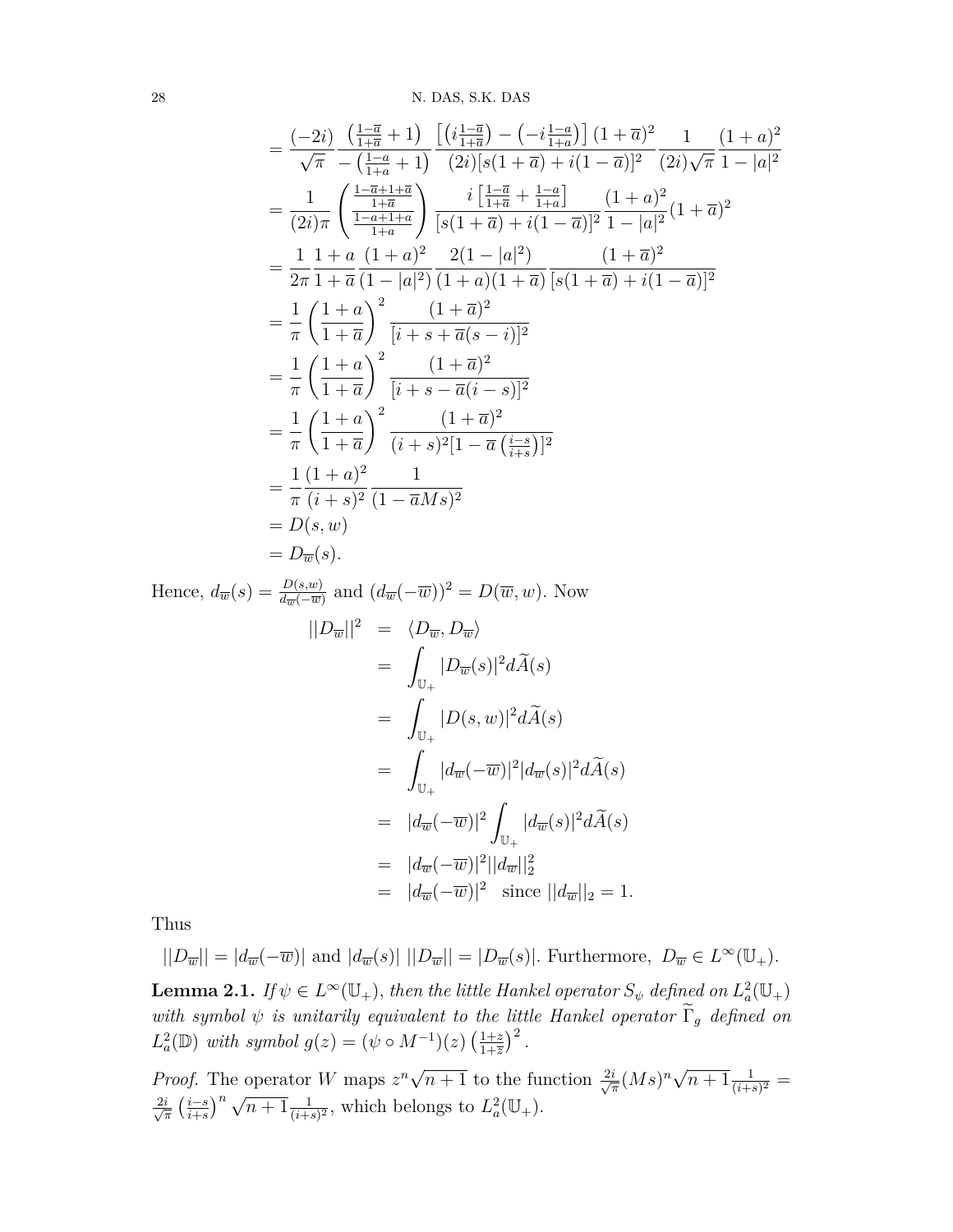$$
\begin{aligned}
&= \frac{(-2i)}{\sqrt{\pi}} \frac{\left(\frac{1-\overline{a}}{1+\overline{a}}+1\right)}{-\left(\frac{1-a}{1+a}+1\right)} \frac{\left[\left(i\frac{1-\overline{a}}{1+\overline{a}}\right)-\left(-i\frac{1-a}{1+a}\right)\right](1+\overline{a})^2}{(2i)[s(1+\overline{a})+i(1-\overline{a})]^2} \frac{1}{(2i)\sqrt{\pi}} \frac{(1+a)^2}{1-|a|^2} \\
&= \frac{1}{(2i)\pi}\left(\frac{\frac{1-\overline{a}+1+\overline{a}}{1+\overline{a}}}{\frac{1-a+1+a}{1+a}}\right) \frac{i\left[\frac{1-\overline{a}}{1+\overline{a}}+\frac{1-a}{1+a}\right]}{[s(1+\overline{a})+i(1-\overline{a})]^2} \frac{(1+a)^2}{1-|a|^2}(1+\overline{a})^2 \\
&= \frac{1}{2\pi}\frac{1+a}{1+\overline{a}}\frac{(1+a)^2}{(1-|a|^2)}\frac{2(1-|a|^2)}{(1+a)(1+\overline{a})}\frac{(1+\overline{a})^2}{[s(1+\overline{a})+i(1-\overline{a})]^2} \\
&= \frac{1}{\pi}\left(\frac{1+a}{1+\overline{a}}\right)^2 \frac{(1+\overline{a})^2}{[i+s+\overline{a}(s-i)]^2} \\
&= \frac{1}{\pi}\left(\frac{1+a}{1+\overline{a}}\right)^2 \frac{(1+\overline{a})^2}{[i+s-\overline{a}(i-s)]^2} \\
&= \frac{1}{\pi}\left(\frac{1+a}{1+\overline{a}}\right)^2 \frac{(1+\overline{a})^2}{(i+s)^2[1-\overline{a}\left(\frac{i-s}{i+s}\right)]^2} \\
&= \frac{1}{\pi}\frac{(1+a)^2}{(i+s)^2}\frac{1}{(1-\overline{a}Ms)^2} \\
&= D(s,w) \\
&= D_{\overline{w}}(s).
\end{aligned}
$$

Hence, $d_{\overline{w}}(s) = \frac{D(s,w)}{d_{\overline{w}}(-\overline{w})}$ and $(d_{\overline{w}}(-\overline{w}))^2 = D(\overline{w}, w)$. Now

$$
\begin{aligned}
||D_{\overline{w}}||^2 &= \langle D_{\overline{w}}, D_{\overline{w}} \rangle \\
&= \int_{\mathbb{U}_+} |D_{\overline{w}}(s)|^2 d\widetilde{A}(s) \\
&= \int_{\mathbb{U}_+} |D(s,w)|^2 d\widetilde{A}(s) \\
&= \int_{\mathbb{U}_+} |d_{\overline{w}}(-\overline{w})|^2 |d_{\overline{w}}(s)|^2 d\widetilde{A}(s) \\
&= |d_{\overline{w}}(-\overline{w})|^2 \int_{\mathbb{U}_+} |d_{\overline{w}}(s)|^2 d\widetilde{A}(s) \\
&= |d_{\overline{w}}(-\overline{w})|^2 ||d_{\overline{w}}||_2^2 \\
&= |d_{\overline{w}}(-\overline{w})|^2 \quad \text{since } ||d_{\overline{w}}||_2 = 1.
\end{aligned}
$$

Thus

$$||D_{\overline{w}}|| = |d_{\overline{w}}(-\overline{w})| \text{ and } |d_{\overline{w}}(s)| \; ||D_{\overline{w}}|| = |D_{\overline{w}}(s)|. \text{ Furthermore, } D_{\overline{w}} \in L^\infty(\mathbb{U}_+).$$

**Lemma 2.1.** *If $\psi \in L^\infty(\mathbb{U}_+)$, then the little Hankel operator $S_\psi$ defined on $L^2_a(\mathbb{U}_+)$ with symbol $\psi$ is unitarily equivalent to the little Hankel operator $\widetilde{\Gamma}_g$ defined on $L^2_a(\mathbb{D})$ with symbol $g(z) = (\psi \circ M^{-1})(z)\left(\frac{1+z}{1+\overline{z}}\right)^2$.*

*Proof.* The operator $W$ maps $z^n\sqrt{n+1}$ to the function $\frac{2i}{\sqrt{\pi}}(Ms)^n\sqrt{n+1}\frac{1}{(i+s)^2} = \frac{2i}{\sqrt{\pi}}\left(\frac{i-s}{i+s}\right)^n\sqrt{n+1}\frac{1}{(i+s)^2}$, which belongs to $L^2_a(\mathbb{U}_+)$.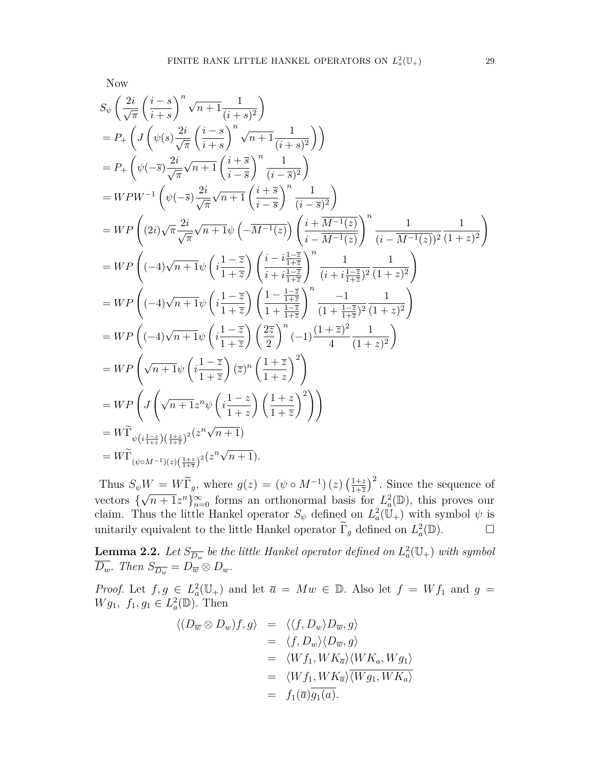Now

$$
\begin{aligned}
&S_\psi\left(\frac{2i}{\sqrt{\pi}}\left(\frac{i-s}{i+s}\right)^n\sqrt{n+1}\frac{1}{(i+s)^2}\right)\\
&=P_+\left(J\left(\psi(s)\frac{2i}{\sqrt{\pi}}\left(\frac{i-s}{i+s}\right)^n\sqrt{n+1}\frac{1}{(i+s)^2}\right)\right)\\
&=P_+\left(\psi(-\overline{s})\frac{2i}{\sqrt{\pi}}\sqrt{n+1}\left(\frac{i+\overline{s}}{i-\overline{s}}\right)^n\frac{1}{(i-\overline{s})^2}\right)\\
&=WPW^{-1}\left(\psi(-\overline{s})\frac{2i}{\sqrt{\pi}}\sqrt{n+1}\left(\frac{i+\overline{s}}{i-\overline{s}}\right)^n\frac{1}{(i-\overline{s})^2}\right)\\
&=WP\left((2i)\sqrt{\pi}\frac{2i}{\sqrt{\pi}}\sqrt{n+1}\psi\left(-\overline{M^{-1}(z)}\right)\left(\frac{i+\overline{M^{-1}(z)}}{i-\overline{M^{-1}(z)}}\right)^n\frac{1}{(i-\overline{M^{-1}(z)})^2}\frac{1}{(1+z)^2}\right)\\
&=WP\left((-4)\sqrt{n+1}\psi\left(i\frac{1-\overline{z}}{1+\overline{z}}\right)\left(\frac{i-i\frac{1-\overline{z}}{1+\overline{z}}}{i+i\frac{1-\overline{z}}{1+\overline{z}}}\right)^n\frac{1}{(i+i\frac{1-\overline{z}}{1+\overline{z}})^2}\frac{1}{(1+z)^2}\right)\\
&=WP\left((-4)\sqrt{n+1}\psi\left(i\frac{1-\overline{z}}{1+\overline{z}}\right)\left(\frac{1-\frac{1-\overline{z}}{1+\overline{z}}}{1+\frac{1-\overline{z}}{1+\overline{z}}}\right)^n\frac{-1}{(1+\frac{1-\overline{z}}{1+\overline{z}})^2}\frac{1}{(1+z)^2}\right)\\
&=WP\left((-4)\sqrt{n+1}\psi\left(i\frac{1-\overline{z}}{1+\overline{z}}\right)\left(\frac{2\overline{z}}{2}\right)^n(-1)\frac{(1+\overline{z})^2}{4}\frac{1}{(1+z)^2}\right)\\
&=WP\left(\sqrt{n+1}\psi\left(i\frac{1-\overline{z}}{1+\overline{z}}\right)(\overline{z})^n\left(\frac{1+\overline{z}}{1+z}\right)^2\right)\\
&=WP\left(J\left(\sqrt{n+1}z^n\psi\left(i\frac{1-z}{1+z}\right)\left(\frac{1+z}{1+\overline{z}}\right)^2\right)\right)\\
&=W\widetilde{\Gamma}_{\psi\left(i\frac{1-z}{1+z}\right)\left(\frac{1+z}{1+\overline{z}}\right)^2}(z^n\sqrt{n+1})\\
&=W\widetilde{\Gamma}_{(\psi\circ M^{-1})(z)\left(\frac{1+z}{1+\overline{z}}\right)^2}(z^n\sqrt{n+1}).
\end{aligned}
$$

Thus $S_\psi W = W\widetilde{\Gamma}_g$, where $g(z) = \left(\psi\circ M^{-1}\right)(z)\left(\frac{1+z}{1+\overline{z}}\right)^2$. Since the sequence of vectors $\{\sqrt{n+1}z^n\}_{n=0}^\infty$ forms an orthonormal basis for $L_a^2(\mathbb{D})$, this proves our claim. Thus the little Hankel operator $S_\psi$ defined on $L_a^2(\mathbb{U}_+)$ with symbol $\psi$ is unitarily equivalent to the little Hankel operator $\widetilde{\Gamma}_g$ defined on $L_a^2(\mathbb{D})$. $\square$

**Lemma 2.2.** *Let $S_{\overline{D_w}}$ be the little Hankel operator defined on $L_a^2(\mathbb{U}_+)$ with symbol $\overline{D_w}$. Then $S_{\overline{D_w}} = D_{\overline{w}}\otimes D_w$.*

*Proof.* Let $f,g\in L_a^2(\mathbb{U}_+)$ and let $\overline{a} = Mw\in\mathbb{D}$. Also let $f = Wf_1$ and $g = Wg_1$, $f_1, g_1\in L_a^2(\mathbb{D})$. Then

$$
\begin{aligned}
\langle (D_{\overline{w}}\otimes D_w)f, g\rangle &= \langle\langle f, D_w\rangle D_{\overline{w}}, g\rangle\\
&= \langle f, D_w\rangle\langle D_{\overline{w}}, g\rangle\\
&= \langle Wf_1, WK_{\overline{a}}\rangle\langle WK_a, Wg_1\rangle\\
&= \langle Wf_1, WK_{\overline{a}}\rangle\overline{\langle Wg_1, WK_a\rangle}\\
&= f_1(\overline{a})\overline{g_1(a)}.
\end{aligned}
$$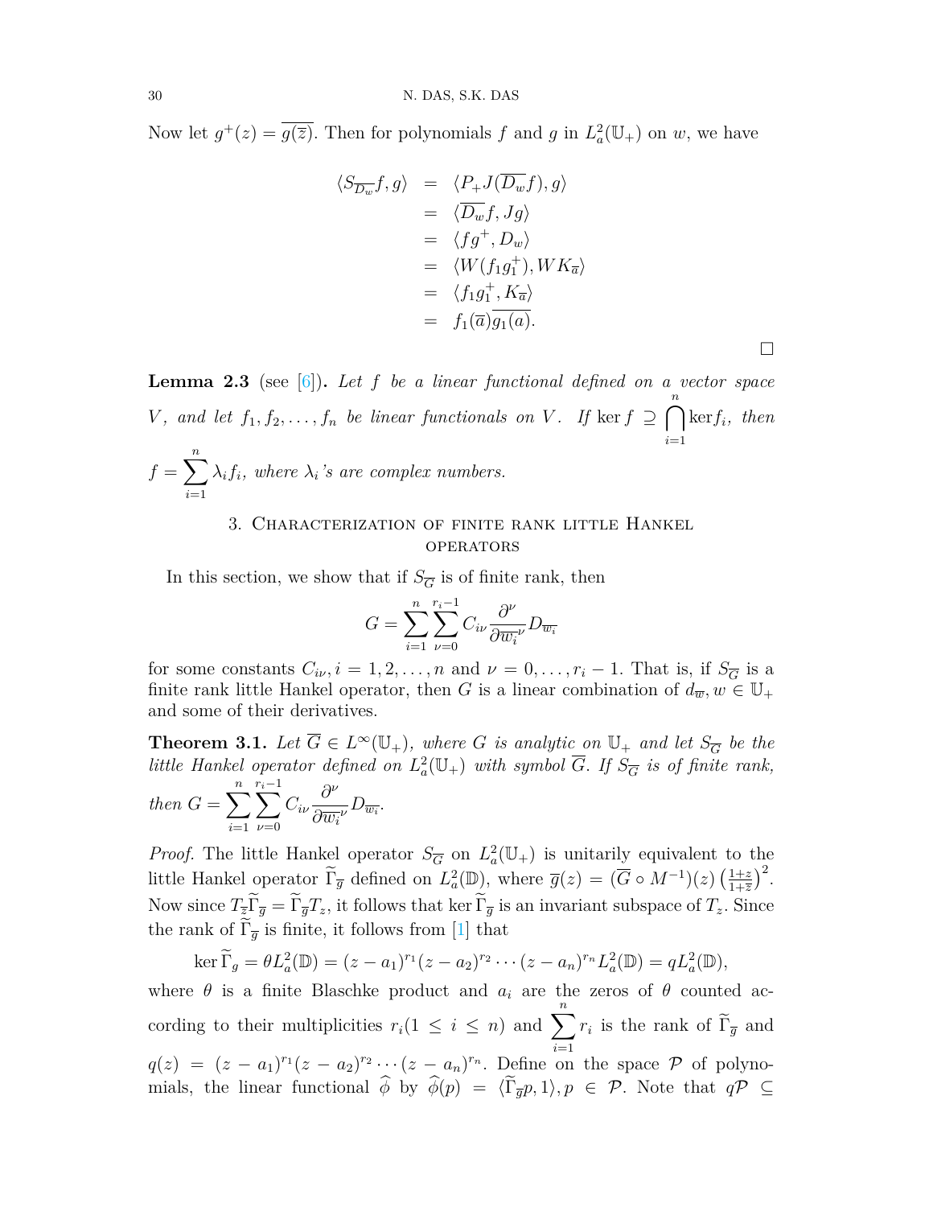Now let $g^+(z) = \overline{g(\overline{z})}$. Then for polynomials $f$ and $g$ in $L^2_a(\mathbb{U}_+)$ on $w$, we have

$$
\begin{aligned}
\langle S_{\overline{D_w}} f, g\rangle &= \langle P_+ J(\overline{D_w} f), g\rangle \\
&= \langle \overline{D_w} f, Jg\rangle \\
&= \langle f g^+, D_w\rangle \\
&= \langle W(f_1 g_1^+), W K_{\overline{a}}\rangle \\
&= \langle f_1 g_1^+, K_{\overline{a}}\rangle \\
&= f_1(\overline{a})\overline{g_1(a)}.
\end{aligned}
$$

□

**Lemma 2.3** (see [6]). *Let $f$ be a linear functional defined on a vector space $V$, and let $f_1, f_2, \ldots, f_n$ be linear functionals on $V$. If $\ker f \supseteq \bigcap_{i=1}^{n} \ker f_i$, then $f = \sum_{i=1}^{n} \lambda_i f_i$, where $\lambda_i$'s are complex numbers.*

## 3. Characterization of finite rank little Hankel operators

In this section, we show that if $S_{\overline{G}}$ is of finite rank, then

$$
G = \sum_{i=1}^{n} \sum_{\nu=0}^{r_i-1} C_{i\nu} \frac{\partial^\nu}{\partial \overline{w_i}^\nu} D_{\overline{w_i}}
$$

for some constants $C_{i\nu}, i = 1, 2, \ldots, n$ and $\nu = 0, \ldots, r_i - 1$. That is, if $S_{\overline{G}}$ is a finite rank little Hankel operator, then $G$ is a linear combination of $d_{\overline{w}}, w \in \mathbb{U}_+$ and some of their derivatives.

**Theorem 3.1.** *Let $\overline{G} \in L^\infty(\mathbb{U}_+)$, where $G$ is analytic on $\mathbb{U}_+$ and let $S_{\overline{G}}$ be the little Hankel operator defined on $L^2_a(\mathbb{U}_+)$ with symbol $\overline{G}$. If $S_{\overline{G}}$ is of finite rank, then $G = \sum_{i=1}^{n} \sum_{\nu=0}^{r_i-1} C_{i\nu} \frac{\partial^\nu}{\partial \overline{w_i}^\nu} D_{\overline{w_i}}$.*

*Proof.* The little Hankel operator $S_{\overline{G}}$ on $L^2_a(\mathbb{U}_+)$ is unitarily equivalent to the little Hankel operator $\widetilde{\Gamma}_{\overline{g}}$ defined on $L^2_a(\mathbb{D})$, where $\overline{g}(z) = (\overline{G} \circ M^{-1})(z) \left(\frac{1+z}{1+\overline{z}}\right)^2$. Now since $T_{\overline{z}}\widetilde{\Gamma}_{\overline{g}} = \widetilde{\Gamma}_{\overline{g}} T_z$, it follows that $\ker \widetilde{\Gamma}_{\overline{g}}$ is an invariant subspace of $T_z$. Since the rank of $\widetilde{\Gamma}_{\overline{g}}$ is finite, it follows from [1] that

$$
\ker \widetilde{\Gamma}_g = \theta L^2_a(\mathbb{D}) = (z-a_1)^{r_1}(z-a_2)^{r_2}\cdots(z-a_n)^{r_n} L^2_a(\mathbb{D}) = q L^2_a(\mathbb{D}),
$$

where $\theta$ is a finite Blaschke product and $a_i$ are the zeros of $\theta$ counted according to their multiplicities $r_i (1 \leq i \leq n)$ and $\sum_{i=1}^{n} r_i$ is the rank of $\widetilde{\Gamma}_{\overline{g}}$ and $q(z) = (z-a_1)^{r_1}(z-a_2)^{r_2}\cdots(z-a_n)^{r_n}$. Define on the space $\mathcal{P}$ of polynomials, the linear functional $\widehat{\phi}$ by $\widehat{\phi}(p) = \langle \widetilde{\Gamma}_{\overline{g}} p, 1\rangle, p \in \mathcal{P}$. Note that $q\mathcal{P} \subseteq$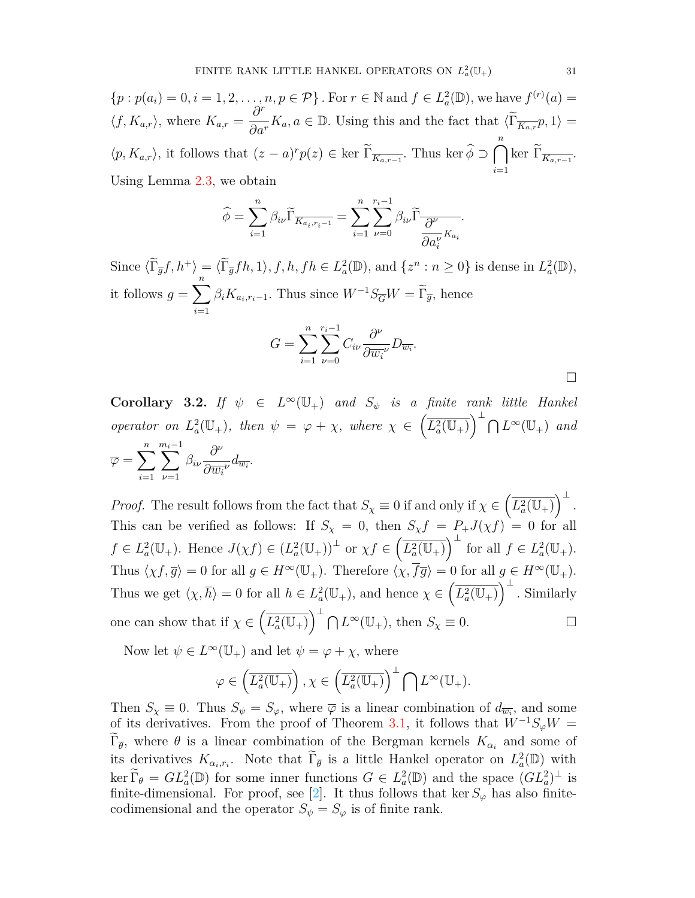$\{p : p(a_i) = 0, i = 1, 2, \ldots, n, p \in \mathcal{P}\}$. For $r \in \mathbb{N}$ and $f \in L^2_a(\mathbb{D})$, we have $f^{(r)}(a) = \langle f, K_{a,r}\rangle$, where $K_{a,r} = \dfrac{\partial^r}{\partial a^r} K_a, a \in \mathbb{D}$. Using this and the fact that $\langle \widetilde{\Gamma}_{\overline{K_{a,r}}} p, 1\rangle = \langle p, K_{a,r}\rangle$, it follows that $(z-a)^r p(z) \in \ker\, \widetilde{\Gamma}_{\overline{K_{a,r-1}}}$. Thus $\ker \widehat{\phi} \supset \bigcap_{i=1}^{n} \ker\, \widetilde{\Gamma}_{\overline{K_{a,r-1}}}$. Using Lemma 2.3, we obtain

$$\widehat{\phi} = \sum_{i=1}^{n} \beta_{i\nu} \widetilde{\Gamma}_{\overline{K_{a_i, r_i - 1}}} = \sum_{i=1}^{n} \sum_{\nu=0}^{r_i - 1} \beta_{i\nu} \widetilde{\Gamma}_{\overline{\frac{\partial^\nu}{\partial a_i^\nu} K_{a_i}}}.$$

Since $\langle \widetilde{\Gamma}_{\overline{g}} f, h^+\rangle = \langle \widetilde{\Gamma}_{\overline{g}} fh, 1\rangle, f, h, fh \in L^2_a(\mathbb{D})$, and $\{z^n : n \geq 0\}$ is dense in $L^2_a(\mathbb{D})$, it follows $g = \sum_{i=1}^{n} \beta_i K_{a_i, r_i - 1}$. Thus since $W^{-1} S_{\overline{G}} W = \widetilde{\Gamma}_{\overline{g}}$, hence

$$G = \sum_{i=1}^{n} \sum_{\nu=0}^{r_i - 1} C_{i\nu} \frac{\partial^\nu}{\partial \overline{w_i}^\nu} D_{\overline{w_i}}.$$

$\square$

**Corollary 3.2.** *If $\psi \in L^\infty(\mathbb{U}_+)$ and $S_\psi$ is a finite rank little Hankel operator on $L^2_a(\mathbb{U}_+)$, then $\psi = \varphi + \chi$, where $\chi \in \left(\overline{L^2_a(\mathbb{U}_+)}\right)^\perp \bigcap L^\infty(\mathbb{U}_+)$ and $\overline{\varphi} = \sum_{i=1}^{n} \sum_{\nu=1}^{m_i - 1} \beta_{i\nu} \dfrac{\partial^\nu}{\partial \overline{w_i}^\nu} d_{\overline{w_i}}$.*

*Proof.* The result follows from the fact that $S_\chi \equiv 0$ if and only if $\chi \in \left(\overline{L^2_a(\mathbb{U}_+)}\right)^\perp$. This can be verified as follows: If $S_\chi = 0$, then $S_\chi f = P_+ J(\chi f) = 0$ for all $f \in L^2_a(\mathbb{U}_+)$. Hence $J(\chi f) \in (L^2_a(\mathbb{U}_+))^\perp$ or $\chi f \in \left(\overline{L^2_a(\mathbb{U}_+)}\right)^\perp$ for all $f \in L^2_a(\mathbb{U}_+)$. Thus $\langle \chi f, \overline{g}\rangle = 0$ for all $g \in H^\infty(\mathbb{U}_+)$. Therefore $\langle \chi, \overline{f} \overline{g}\rangle = 0$ for all $g \in H^\infty(\mathbb{U}_+)$. Thus we get $\langle \chi, \overline{h}\rangle = 0$ for all $h \in L^2_a(\mathbb{U}_+)$, and hence $\chi \in \left(\overline{L^2_a(\mathbb{U}_+)}\right)^\perp$. Similarly one can show that if $\chi \in \left(\overline{L^2_a(\mathbb{U}_+)}\right)^\perp \bigcap L^\infty(\mathbb{U}_+)$, then $S_\chi \equiv 0$. $\square$

Now let $\psi \in L^\infty(\mathbb{U}_+)$ and let $\psi = \varphi + \chi$, where

$$\varphi \in \left(\overline{L^2_a(\mathbb{U}_+)}\right), \chi \in \left(\overline{L^2_a(\mathbb{U}_+)}\right)^\perp \bigcap L^\infty(\mathbb{U}_+).$$

Then $S_\chi \equiv 0$. Thus $S_\psi = S_\varphi$, where $\overline{\varphi}$ is a linear combination of $d_{\overline{w_i}}$, and some of its derivatives. From the proof of Theorem 3.1, it follows that $W^{-1} S_\varphi W = \widetilde{\Gamma}_{\overline{\theta}}$, where $\theta$ is a linear combination of the Bergman kernels $K_{\alpha_i}$ and some of its derivatives $K_{\alpha_i, r_i}$. Note that $\widetilde{\Gamma}_{\overline{\theta}}$ is a little Hankel operator on $L^2_a(\mathbb{D})$ with $\ker \widetilde{\Gamma}_\theta = G L^2_a(\mathbb{D})$ for some inner functions $G \in L^2_a(\mathbb{D})$ and the space $(GL^2_a)^\perp$ is finite-dimensional. For proof, see [2]. It thus follows that $\ker S_\varphi$ has also finite-codimensional and the operator $S_\psi = S_\varphi$ is of finite rank.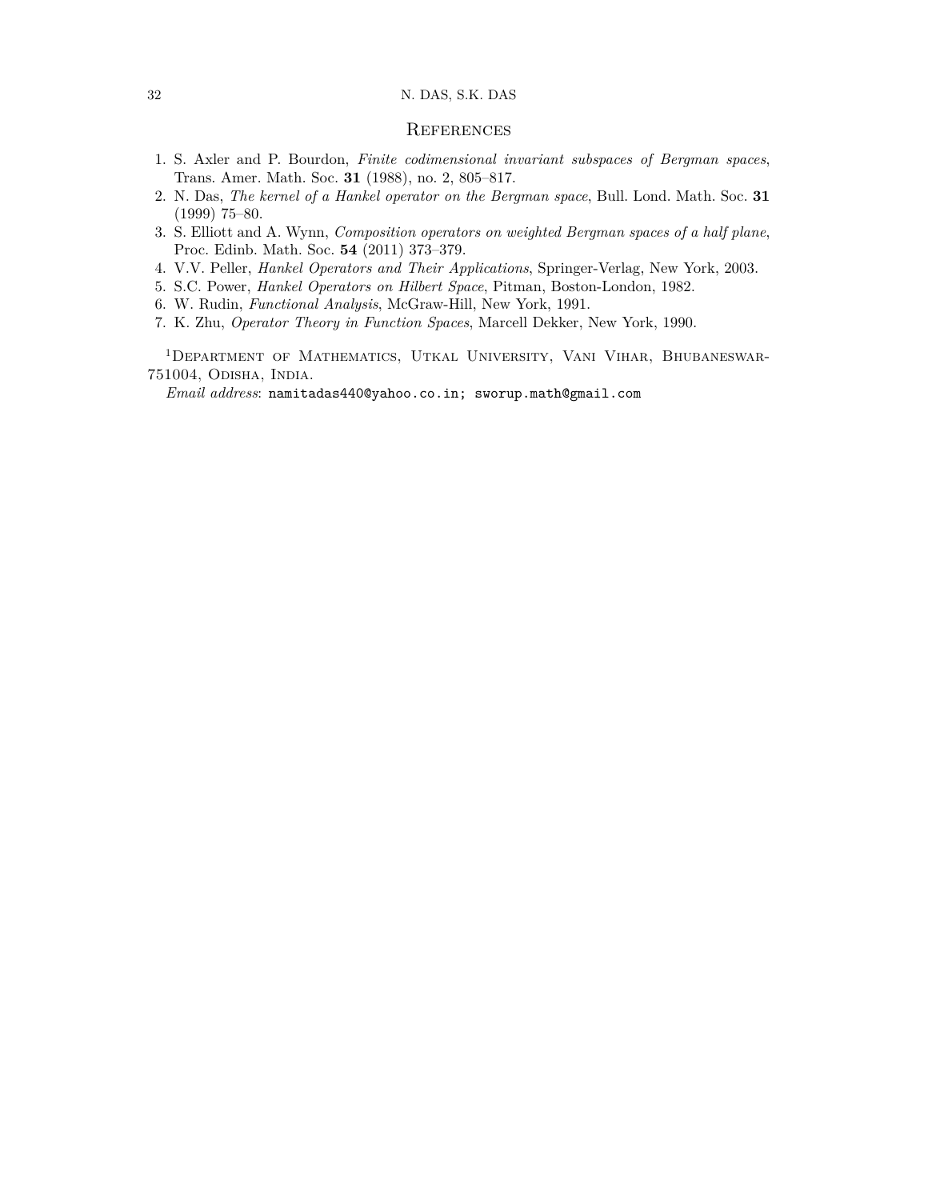## References

1. S. Axler and P. Bourdon, *Finite codimensional invariant subspaces of Bergman spaces*, Trans. Amer. Math. Soc. **31** (1988), no. 2, 805–817.
2. N. Das, *The kernel of a Hankel operator on the Bergman space*, Bull. Lond. Math. Soc. **31** (1999) 75–80.
3. S. Elliott and A. Wynn, *Composition operators on weighted Bergman spaces of a half plane*, Proc. Edinb. Math. Soc. **54** (2011) 373–379.
4. V.V. Peller, *Hankel Operators and Their Applications*, Springer-Verlag, New York, 2003.
5. S.C. Power, *Hankel Operators on Hilbert Space*, Pitman, Boston-London, 1982.
6. W. Rudin, *Functional Analysis*, McGraw-Hill, New York, 1991.
7. K. Zhu, *Operator Theory in Function Spaces*, Marcell Dekker, New York, 1990.

[1]Department of Mathematics, Utkal University, Vani Vihar, Bhubaneswar-751004, Odisha, India.

*Email address*: namitadas440@yahoo.co.in; sworup.math@gmail.com